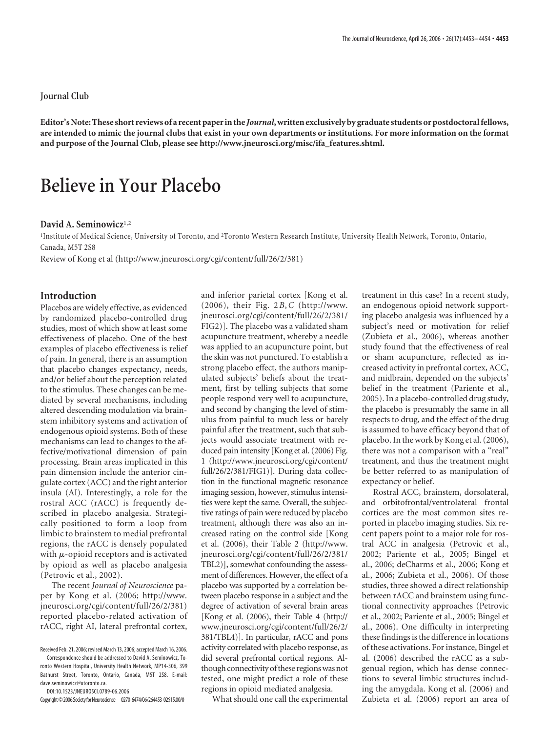**Journal Club**

**Editor's Note: These short reviews of a recent paper in the *Journal*, written exclusively by graduate students or postdoctoral fellows, are intended to mimic the journal clubs that exist in your own departments or institutions. For more information on the format and purpose of the Journal Club, please see http://www.jneurosci.org/misc/ifa_features.shtml.**

# Believe in Your Placebo

**David A. Seminowicz**[1,2]

[1]Institute of Medical Science, University of Toronto, and [2]Toronto Western Research Institute, University Health Network, Toronto, Ontario, Canada, M5T 2S8

Review of Kong et al (http://www.jneurosci.org/cgi/content/full/26/2/381)

## Introduction

Placebos are widely effective, as evidenced by randomized placebo-controlled drug studies, most of which show at least some effectiveness of placebo. One of the best examples of placebo effectiveness is relief of pain. In general, there is an assumption that placebo changes expectancy, needs, and/or belief about the perception related to the stimulus. These changes can be mediated by several mechanisms, including altered descending modulation via brainstem inhibitory systems and activation of endogenous opioid systems. Both of these mechanisms can lead to changes to the affective/motivational dimension of pain processing. Brain areas implicated in this pain dimension include the anterior cingulate cortex (ACC) and the right anterior insula (AI). Interestingly, a role for the rostral ACC (rACC) is frequently described in placebo analgesia. Strategically positioned to form a loop from limbic to brainstem to medial prefrontal regions, the rACC is densely populated with $\mu$-opioid receptors and is activated by opioid as well as placebo analgesia (Petrovic et al., 2002).

The recent *Journal of Neuroscience* paper by Kong et al. (2006; http://www.jneurosci.org/cgi/content/full/26/2/381) reported placebo-related activation of rACC, right AI, lateral prefrontal cortex, and inferior parietal cortex [Kong et al. (2006), their Fig. 2*B*,*C* (http://www.jneurosci.org/cgi/content/full/26/2/381/FIG2)]. The placebo was a validated sham acupuncture treatment, whereby a needle was applied to an acupuncture point, but the skin was not punctured. To establish a strong placebo effect, the authors manipulated subjects' beliefs about the treatment, first by telling subjects that some people respond very well to acupuncture, and second by changing the level of stimulus from painful to much less or barely painful after the treatment, such that subjects would associate treatment with reduced pain intensity [Kong et al. (2006) Fig. 1 (http://www.jneurosci.org/cgi/content/full/26/2/381/FIG1)]. During data collection in the functional magnetic resonance imaging session, however, stimulus intensities were kept the same. Overall, the subjective ratings of pain were reduced by placebo treatment, although there was also an increased rating on the control side [Kong et al. (2006), their Table 2 (http://www.jneurosci.org/cgi/content/full/26/2/381/TBL2)], somewhat confounding the assessment of differences. However, the effect of a placebo was supported by a correlation between placebo response in a subject and the degree of activation of several brain areas [Kong et al. (2006), their Table 4 (http://www.jneurosci.org/cgi/content/full/26/2/381/TBL4)]. In particular, rACC and pons activity correlated with placebo response, as did several prefrontal cortical regions. Although connectivity of these regions was not tested, one might predict a role of these regions in opioid mediated analgesia.

What should one call the experimental treatment in this case? In a recent study, an endogenous opioid network supporting placebo analgesia was influenced by a subject's need or motivation for relief (Zubieta et al., 2006), whereas another study found that the effectiveness of real or sham acupuncture, reflected as increased activity in prefrontal cortex, ACC, and midbrain, depended on the subjects' belief in the treatment (Pariente et al., 2005). In a placebo-controlled drug study, the placebo is presumably the same in all respects to drug, and the effect of the drug is assumed to have efficacy beyond that of placebo. In the work by Kong et al. (2006), there was not a comparison with a "real" treatment, and thus the treatment might be better referred to as manipulation of expectancy or belief.

Rostral ACC, brainstem, dorsolateral, and orbitofrontal/ventrolateral frontal cortices are the most common sites reported in placebo imaging studies. Six recent papers point to a major role for rostral ACC in analgesia (Petrovic et al., 2002; Pariente et al., 2005; Bingel et al., 2006; deCharms et al., 2006; Kong et al., 2006; Zubieta et al., 2006). Of those studies, three showed a direct relationship between rACC and brainstem using functional connectivity approaches (Petrovic et al., 2002; Pariente et al., 2005; Bingel et al., 2006). One difficulty in interpreting these findings is the difference in locations of these activations. For instance, Bingel et al. (2006) described the rACC as a subgenual region, which has dense connections to several limbic structures including the amygdala. Kong et al. (2006) and Zubieta et al. (2006) report an area of

Received Feb. 21, 2006; revised March 13, 2006; accepted March 16, 2006.

Correspondence should be addressed to David A. Seminowicz, Toronto Western Hospital, University Health Network, MP14-306, 399 Bathurst Street, Toronto, Ontario, Canada, M5T 2S8. E-mail: dave.seminowicz@utoronto.ca.

DOI:10.1523/JNEUROSCI.0789-06.2006

Copyright © 2006 Society for Neuroscience 0270-6474/06/264453-02$15.00/0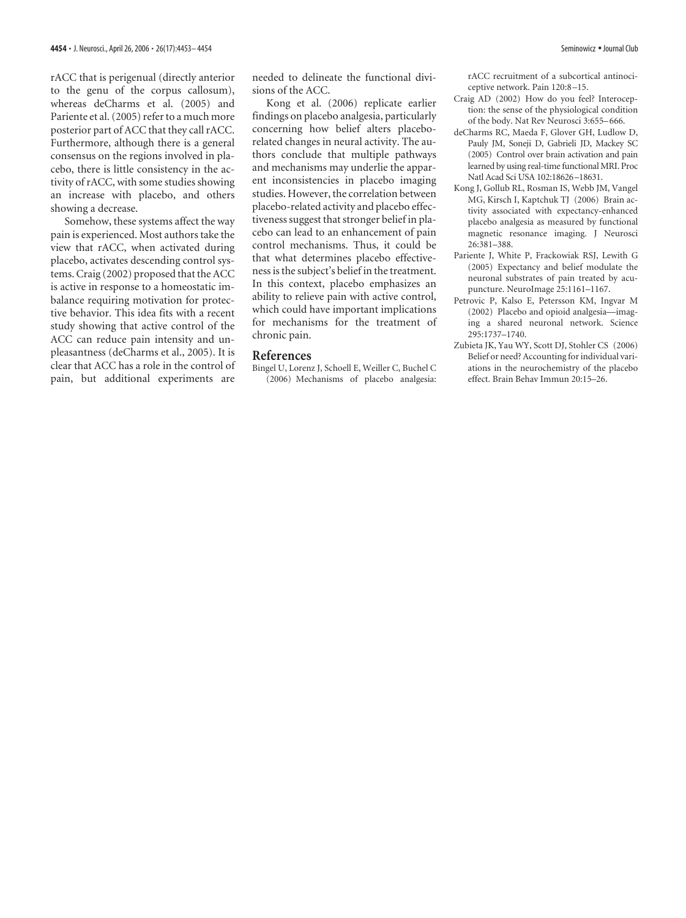rACC that is perigenual (directly anterior to the genu of the corpus callosum), whereas deCharms et al. (2005) and Pariente et al. (2005) refer to a much more posterior part of ACC that they call rACC. Furthermore, although there is a general consensus on the regions involved in placebo, there is little consistency in the activity of rACC, with some studies showing an increase with placebo, and others showing a decrease.

Somehow, these systems affect the way pain is experienced. Most authors take the view that rACC, when activated during placebo, activates descending control systems. Craig (2002) proposed that the ACC is active in response to a homeostatic imbalance requiring motivation for protective behavior. This idea fits with a recent study showing that active control of the ACC can reduce pain intensity and unpleasantness (deCharms et al., 2005). It is clear that ACC has a role in the control of pain, but additional experiments are needed to delineate the functional divisions of the ACC.

Kong et al. (2006) replicate earlier findings on placebo analgesia, particularly concerning how belief alters placebo-related changes in neural activity. The authors conclude that multiple pathways and mechanisms may underlie the apparent inconsistencies in placebo imaging studies. However, the correlation between placebo-related activity and placebo effectiveness suggest that stronger belief in placebo can lead to an enhancement of pain control mechanisms. Thus, it could be that what determines placebo effectiveness is the subject's belief in the treatment. In this context, placebo emphasizes an ability to relieve pain with active control, which could have important implications for mechanisms for the treatment of chronic pain.

## References

Bingel U, Lorenz J, Schoell E, Weiller C, Buchel C (2006) Mechanisms of placebo analgesia: rACC recruitment of a subcortical antinociceptive network. Pain 120:8–15.

Craig AD (2002) How do you feel? Interoception: the sense of the physiological condition of the body. Nat Rev Neurosci 3:655–666.

deCharms RC, Maeda F, Glover GH, Ludlow D, Pauly JM, Soneji D, Gabrieli JD, Mackey SC (2005) Control over brain activation and pain learned by using real-time functional MRI. Proc Natl Acad Sci USA 102:18626–18631.

Kong J, Gollub RL, Rosman IS, Webb JM, Vangel MG, Kirsch I, Kaptchuk TJ (2006) Brain activity associated with expectancy-enhanced placebo analgesia as measured by functional magnetic resonance imaging. J Neurosci 26:381–388.

Pariente J, White P, Frackowiak RSJ, Lewith G (2005) Expectancy and belief modulate the neuronal substrates of pain treated by acupuncture. NeuroImage 25:1161–1167.

Petrovic P, Kalso E, Petersson KM, Ingvar M (2002) Placebo and opioid analgesia—imaging a shared neuronal network. Science 295:1737–1740.

Zubieta JK, Yau WY, Scott DJ, Stohler CS (2006) Belief or need? Accounting for individual variations in the neurochemistry of the placebo effect. Brain Behav Immun 20:15–26.